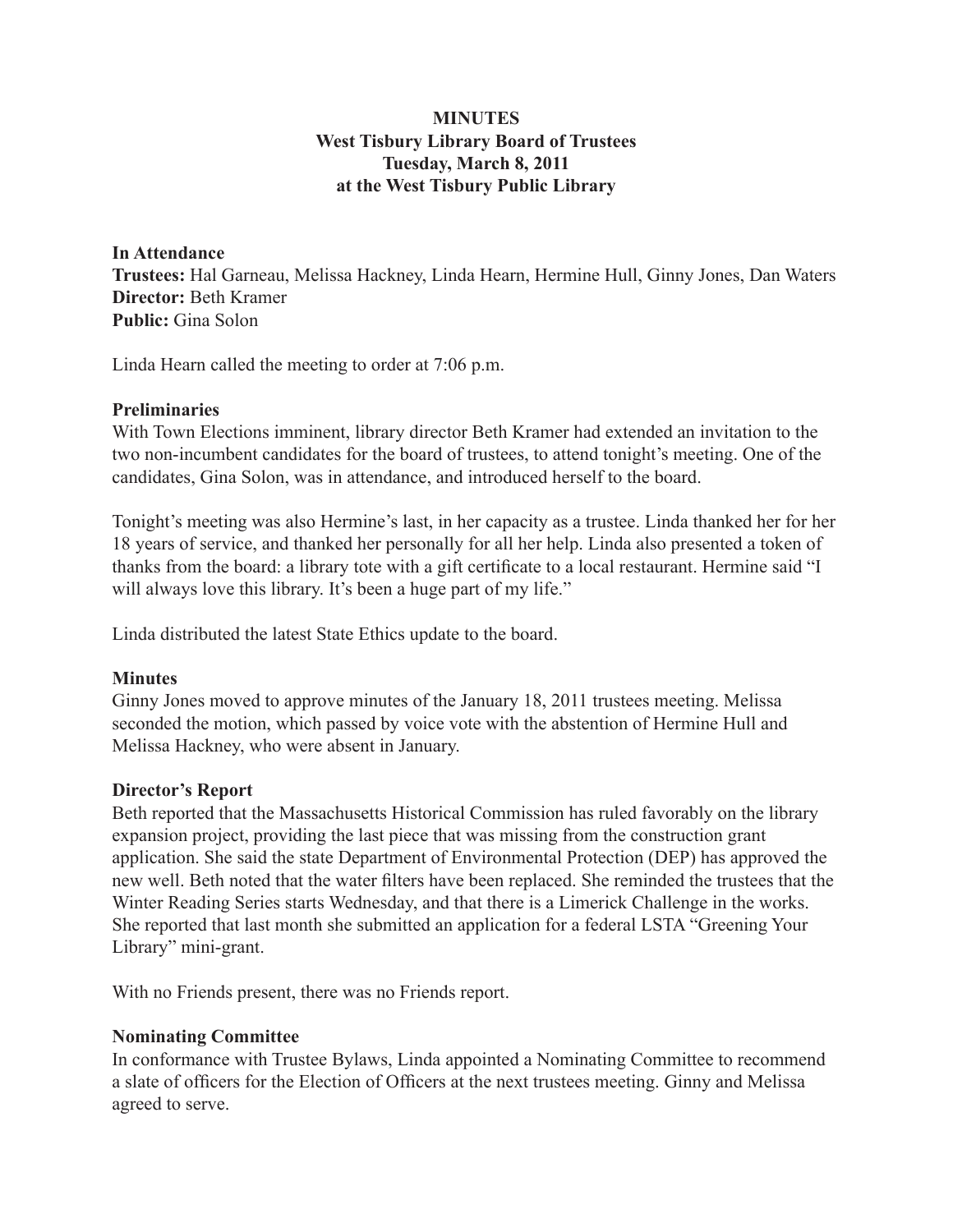**MINUTES**
**West Tisbury Library Board of Trustees**
**Tuesday, March 8, 2011**
**at the West Tisbury Public Library**

**In Attendance**
**Trustees:** Hal Garneau, Melissa Hackney, Linda Hearn, Hermine Hull, Ginny Jones, Dan Waters
**Director:** Beth Kramer
**Public:** Gina Solon

Linda Hearn called the meeting to order at 7:06 p.m.

**Preliminaries**

With Town Elections imminent, library director Beth Kramer had extended an invitation to the two non-incumbent candidates for the board of trustees, to attend tonight's meeting. One of the candidates, Gina Solon, was in attendance, and introduced herself to the board.

Tonight's meeting was also Hermine's last, in her capacity as a trustee. Linda thanked her for her 18 years of service, and thanked her personally for all her help. Linda also presented a token of thanks from the board: a library tote with a gift certificate to a local restaurant. Hermine said "I will always love this library. It's been a huge part of my life."

Linda distributed the latest State Ethics update to the board.

**Minutes**

Ginny Jones moved to approve minutes of the January 18, 2011 trustees meeting. Melissa seconded the motion, which passed by voice vote with the abstention of Hermine Hull and Melissa Hackney, who were absent in January.

**Director's Report**

Beth reported that the Massachusetts Historical Commission has ruled favorably on the library expansion project, providing the last piece that was missing from the construction grant application. She said the state Department of Environmental Protection (DEP) has approved the new well. Beth noted that the water filters have been replaced. She reminded the trustees that the Winter Reading Series starts Wednesday, and that there is a Limerick Challenge in the works. She reported that last month she submitted an application for a federal LSTA "Greening Your Library" mini-grant.

With no Friends present, there was no Friends report.

**Nominating Committee**

In conformance with Trustee Bylaws, Linda appointed a Nominating Committee to recommend a slate of officers for the Election of Officers at the next trustees meeting. Ginny and Melissa agreed to serve.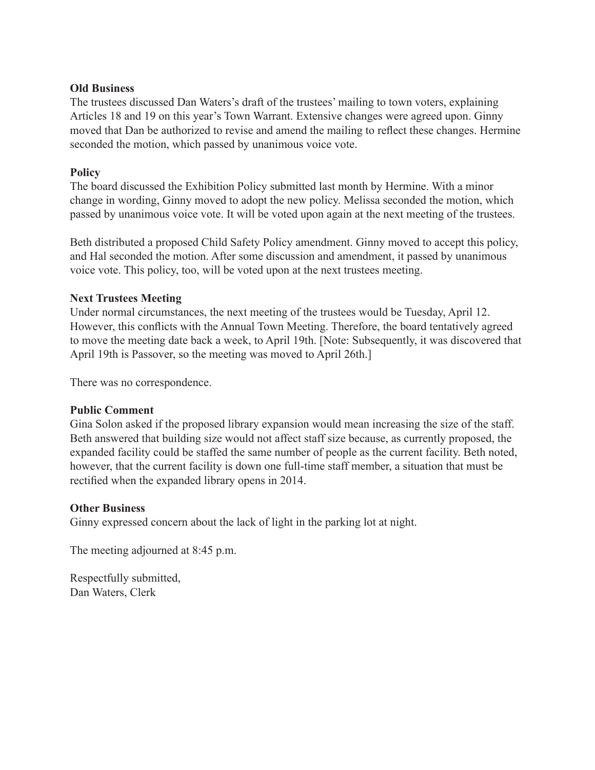**Old Business**
The trustees discussed Dan Waters's draft of the trustees' mailing to town voters, explaining Articles 18 and 19 on this year's Town Warrant. Extensive changes were agreed upon. Ginny moved that Dan be authorized to revise and amend the mailing to reflect these changes. Hermine seconded the motion, which passed by unanimous voice vote.

**Policy**
The board discussed the Exhibition Policy submitted last month by Hermine. With a minor change in wording, Ginny moved to adopt the new policy. Melissa seconded the motion, which passed by unanimous voice vote. It will be voted upon again at the next meeting of the trustees.

Beth distributed a proposed Child Safety Policy amendment. Ginny moved to accept this policy, and Hal seconded the motion. After some discussion and amendment, it passed by unanimous voice vote. This policy, too, will be voted upon at the next trustees meeting.

**Next Trustees Meeting**
Under normal circumstances, the next meeting of the trustees would be Tuesday, April 12. However, this conflicts with the Annual Town Meeting. Therefore, the board tentatively agreed to move the meeting date back a week, to April 19th. [Note: Subsequently, it was discovered that April 19th is Passover, so the meeting was moved to April 26th.]

There was no correspondence.

**Public Comment**
Gina Solon asked if the proposed library expansion would mean increasing the size of the staff. Beth answered that building size would not affect staff size because, as currently proposed, the expanded facility could be staffed the same number of people as the current facility. Beth noted, however, that the current facility is down one full-time staff member, a situation that must be rectified when the expanded library opens in 2014.

**Other Business**
Ginny expressed concern about the lack of light in the parking lot at night.

The meeting adjourned at 8:45 p.m.

Respectfully submitted,
Dan Waters, Clerk